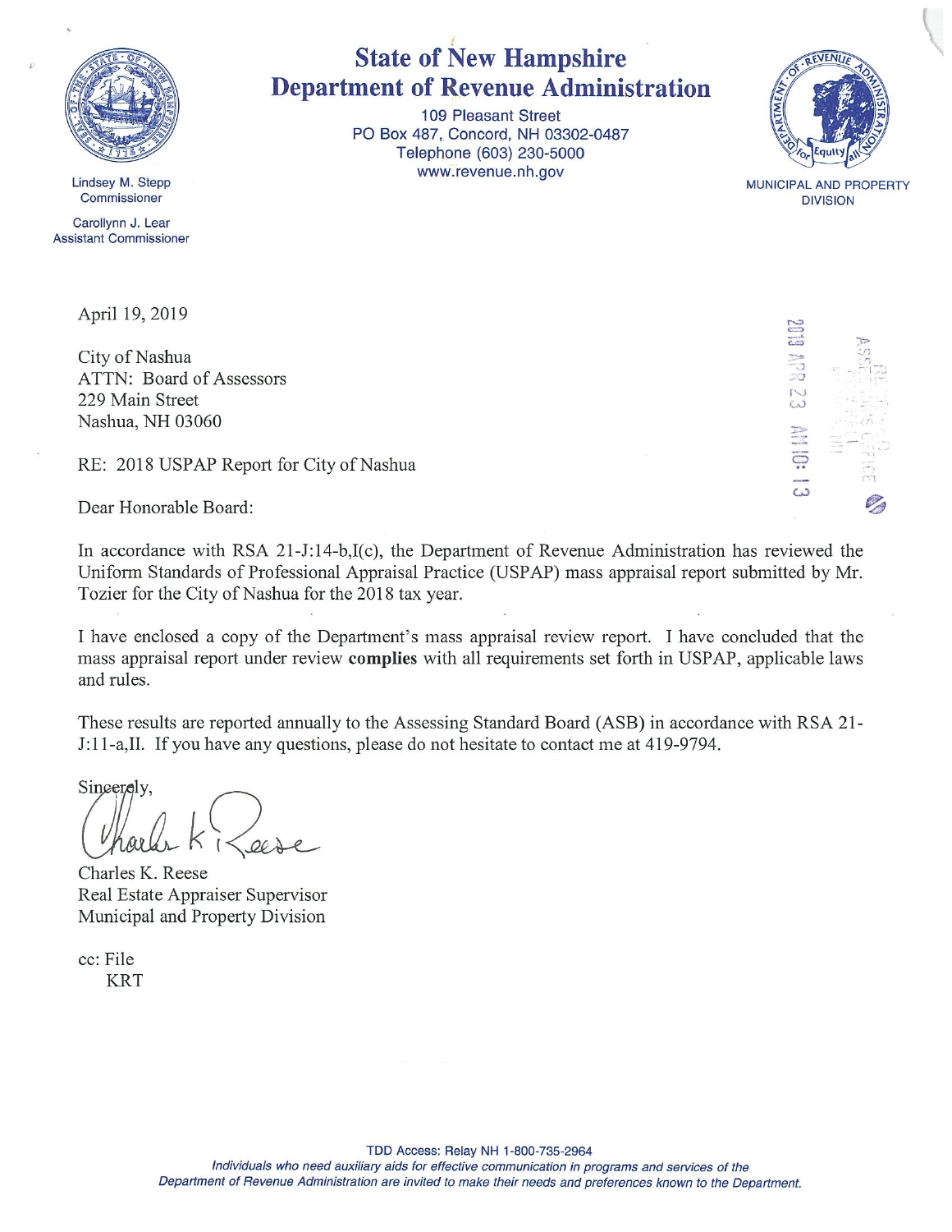# State of New Hampshire
# Department of Revenue Administration

109 Pleasant Street
PO Box 487, Concord, NH 03302-0487
Telephone (603) 230-5000
www.revenue.nh.gov

Lindsey M. Stepp
Commissioner

Carollynn J. Lear
Assistant Commissioner

MUNICIPAL AND PROPERTY DIVISION

April 19, 2019

City of Nashua
ATTN: Board of Assessors
229 Main Street
Nashua, NH 03060

2019 APR 23 AM 10:13

RE: 2018 USPAP Report for City of Nashua

Dear Honorable Board:

In accordance with RSA 21-J:14-b,I(c), the Department of Revenue Administration has reviewed the Uniform Standards of Professional Appraisal Practice (USPAP) mass appraisal report submitted by Mr. Tozier for the City of Nashua for the 2018 tax year.

I have enclosed a copy of the Department's mass appraisal review report. I have concluded that the mass appraisal report under review **complies** with all requirements set forth in USPAP, applicable laws and rules.

These results are reported annually to the Assessing Standard Board (ASB) in accordance with RSA 21-J:11-a,II. If you have any questions, please do not hesitate to contact me at 419-9794.

Sincerely,

Charles K. Reese
Real Estate Appraiser Supervisor
Municipal and Property Division

cc: File
KRT

TDD Access: Relay NH 1-800-735-2964
*Individuals who need auxiliary aids for effective communication in programs and services of the Department of Revenue Administration are invited to make their needs and preferences known to the Department.*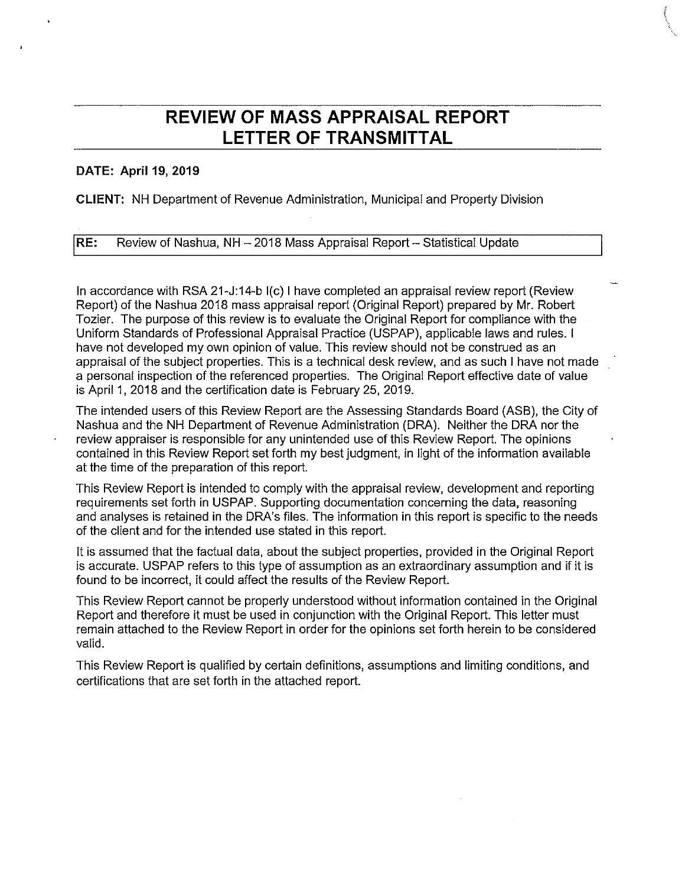# REVIEW OF MASS APPRAISAL REPORT
# LETTER OF TRANSMITTAL

**DATE: April 19, 2019**

**CLIENT:** NH Department of Revenue Administration, Municipal and Property Division

**RE:** Review of Nashua, NH – 2018 Mass Appraisal Report – Statistical Update

In accordance with RSA 21-J:14-b I(c) I have completed an appraisal review report (Review Report) of the Nashua 2018 mass appraisal report (Original Report) prepared by Mr. Robert Tozier. The purpose of this review is to evaluate the Original Report for compliance with the Uniform Standards of Professional Appraisal Practice (USPAP), applicable laws and rules. I have not developed my own opinion of value. This review should not be construed as an appraisal of the subject properties. This is a technical desk review, and as such I have not made a personal inspection of the referenced properties. The Original Report effective date of value is April 1, 2018 and the certification date is February 25, 2019.

The intended users of this Review Report are the Assessing Standards Board (ASB), the City of Nashua and the NH Department of Revenue Administration (DRA). Neither the DRA nor the review appraiser is responsible for any unintended use of this Review Report. The opinions contained in this Review Report set forth my best judgment, in light of the information available at the time of the preparation of this report.

This Review Report is intended to comply with the appraisal review, development and reporting requirements set forth in USPAP. Supporting documentation concerning the data, reasoning and analyses is retained in the DRA's files. The information in this report is specific to the needs of the client and for the intended use stated in this report.

It is assumed that the factual data, about the subject properties, provided in the Original Report is accurate. USPAP refers to this type of assumption as an extraordinary assumption and if it is found to be incorrect, it could affect the results of the Review Report.

This Review Report cannot be properly understood without information contained in the Original Report and therefore it must be used in conjunction with the Original Report. This letter must remain attached to the Review Report in order for the opinions set forth herein to be considered valid.

This Review Report is qualified by certain definitions, assumptions and limiting conditions, and certifications that are set forth in the attached report.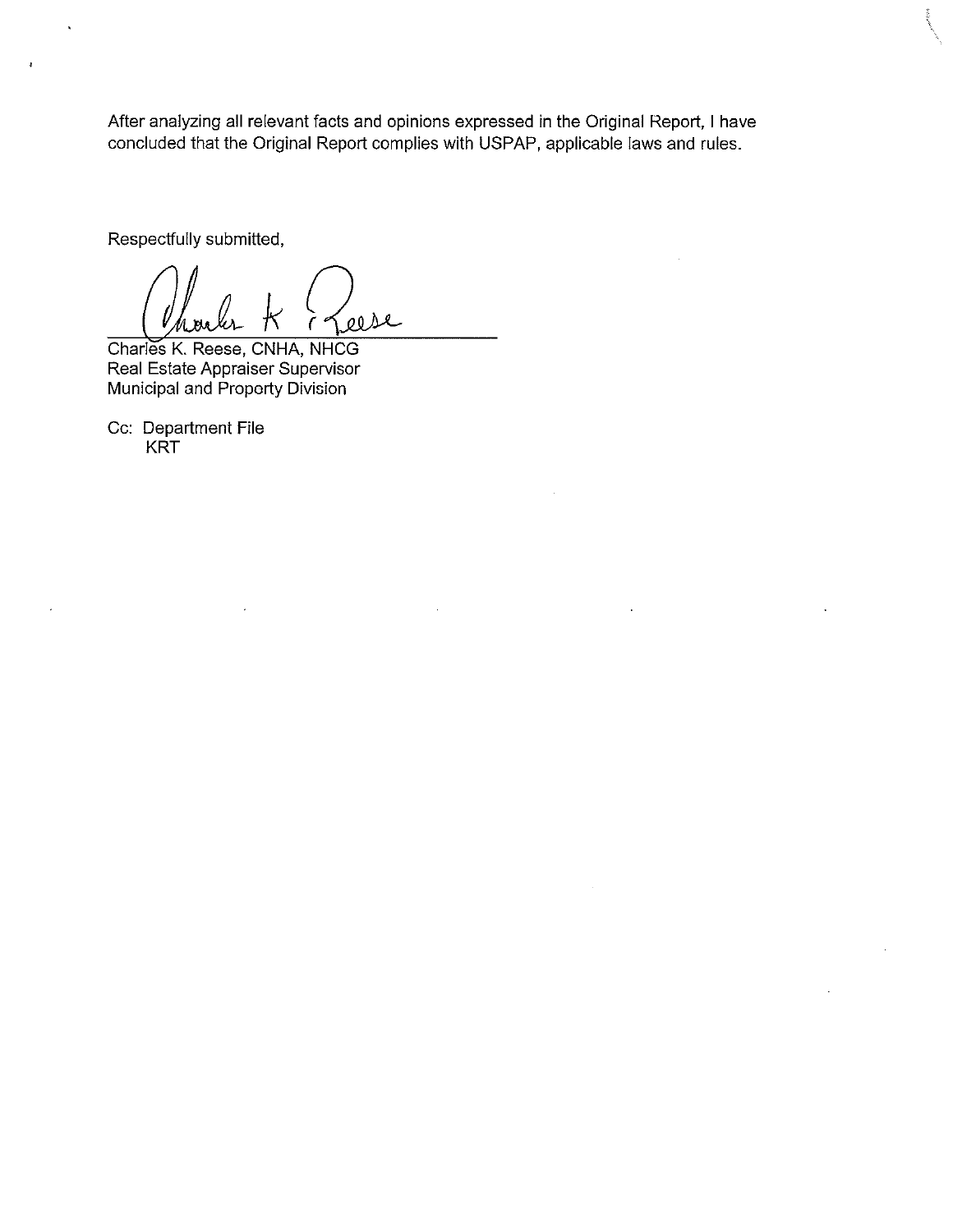After analyzing all relevant facts and opinions expressed in the Original Report, I have concluded that the Original Report complies with USPAP, applicable laws and rules.

Respectfully submitted,

Charles K. Reese, CNHA, NHCG
Real Estate Appraiser Supervisor
Municipal and Property Division

Cc: Department File
KRT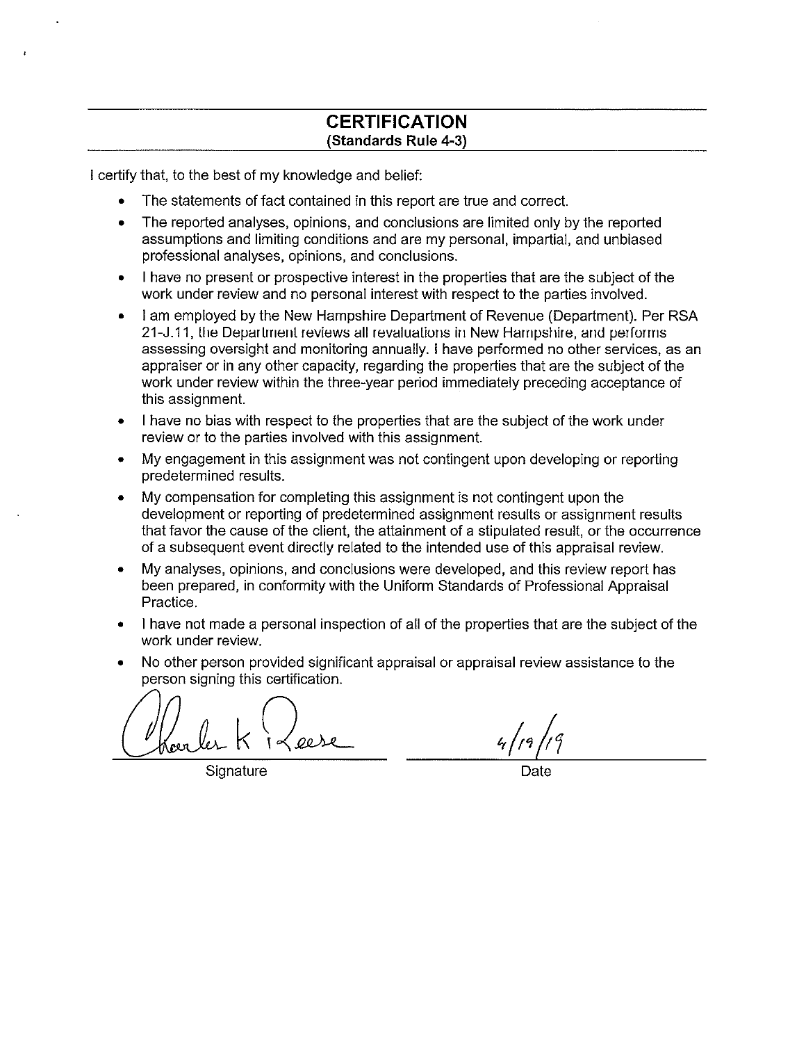## CERTIFICATION

**(Standards Rule 4-3)**

I certify that, to the best of my knowledge and belief:

- The statements of fact contained in this report are true and correct.
- The reported analyses, opinions, and conclusions are limited only by the reported assumptions and limiting conditions and are my personal, impartial, and unbiased professional analyses, opinions, and conclusions.
- I have no present or prospective interest in the properties that are the subject of the work under review and no personal interest with respect to the parties involved.
- I am employed by the New Hampshire Department of Revenue (Department). Per RSA 21-J.11, the Department reviews all revaluations in New Hampshire, and performs assessing oversight and monitoring annually. I have performed no other services, as an appraiser or in any other capacity, regarding the properties that are the subject of the work under review within the three-year period immediately preceding acceptance of this assignment.
- I have no bias with respect to the properties that are the subject of the work under review or to the parties involved with this assignment.
- My engagement in this assignment was not contingent upon developing or reporting predetermined results.
- My compensation for completing this assignment is not contingent upon the development or reporting of predetermined assignment results or assignment results that favor the cause of the client, the attainment of a stipulated result, or the occurrence of a subsequent event directly related to the intended use of this appraisal review.
- My analyses, opinions, and conclusions were developed, and this review report has been prepared, in conformity with the Uniform Standards of Professional Appraisal Practice.
- I have not made a personal inspection of all of the properties that are the subject of the work under review.
- No other person provided significant appraisal or appraisal review assistance to the person signing this certification.

Charles K Reese — 4/19/19

Signature — Date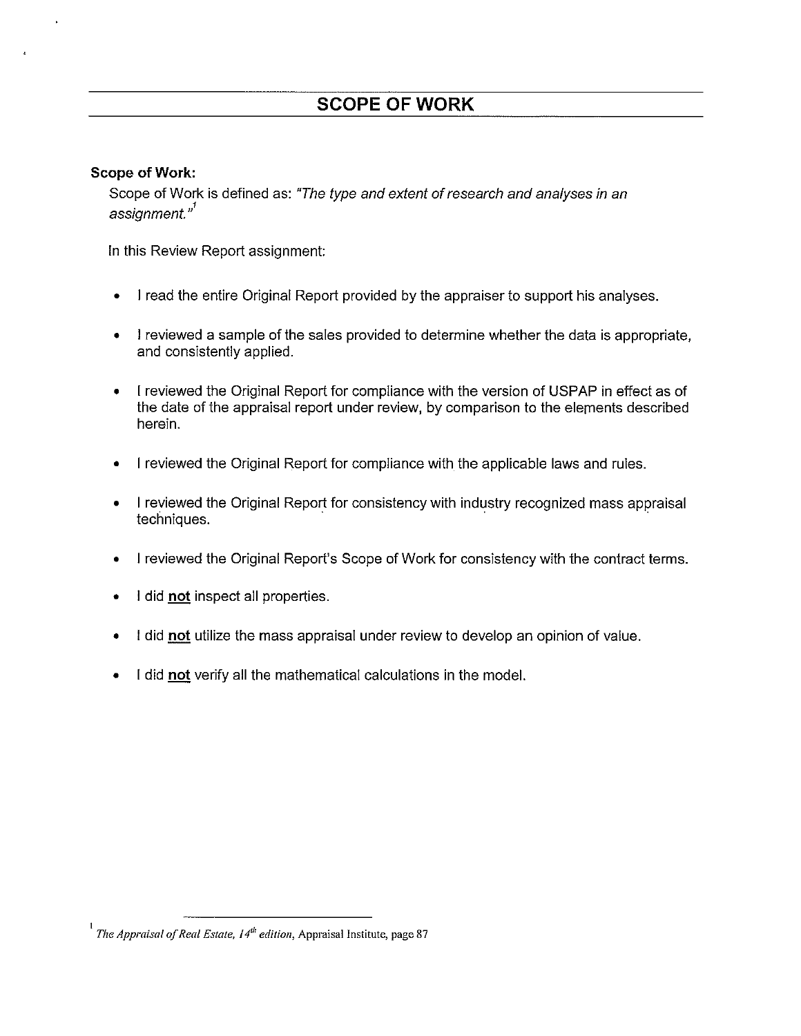# SCOPE OF WORK

**Scope of Work:**

Scope of Work is defined as: *"The type and extent of research and analyses in an assignment."*[1]

In this Review Report assignment:

- I read the entire Original Report provided by the appraiser to support his analyses.
- I reviewed a sample of the sales provided to determine whether the data is appropriate, and consistently applied.
- I reviewed the Original Report for compliance with the version of USPAP in effect as of the date of the appraisal report under review, by comparison to the elements described herein.
- I reviewed the Original Report for compliance with the applicable laws and rules.
- I reviewed the Original Report for consistency with industry recognized mass appraisal techniques.
- I reviewed the Original Report's Scope of Work for consistency with the contract terms.
- I did **not** inspect all properties.
- I did **not** utilize the mass appraisal under review to develop an opinion of value.
- I did **not** verify all the mathematical calculations in the model.

---

[1] *The Appraisal of Real Estate, 14th edition,* Appraisal Institute, page 87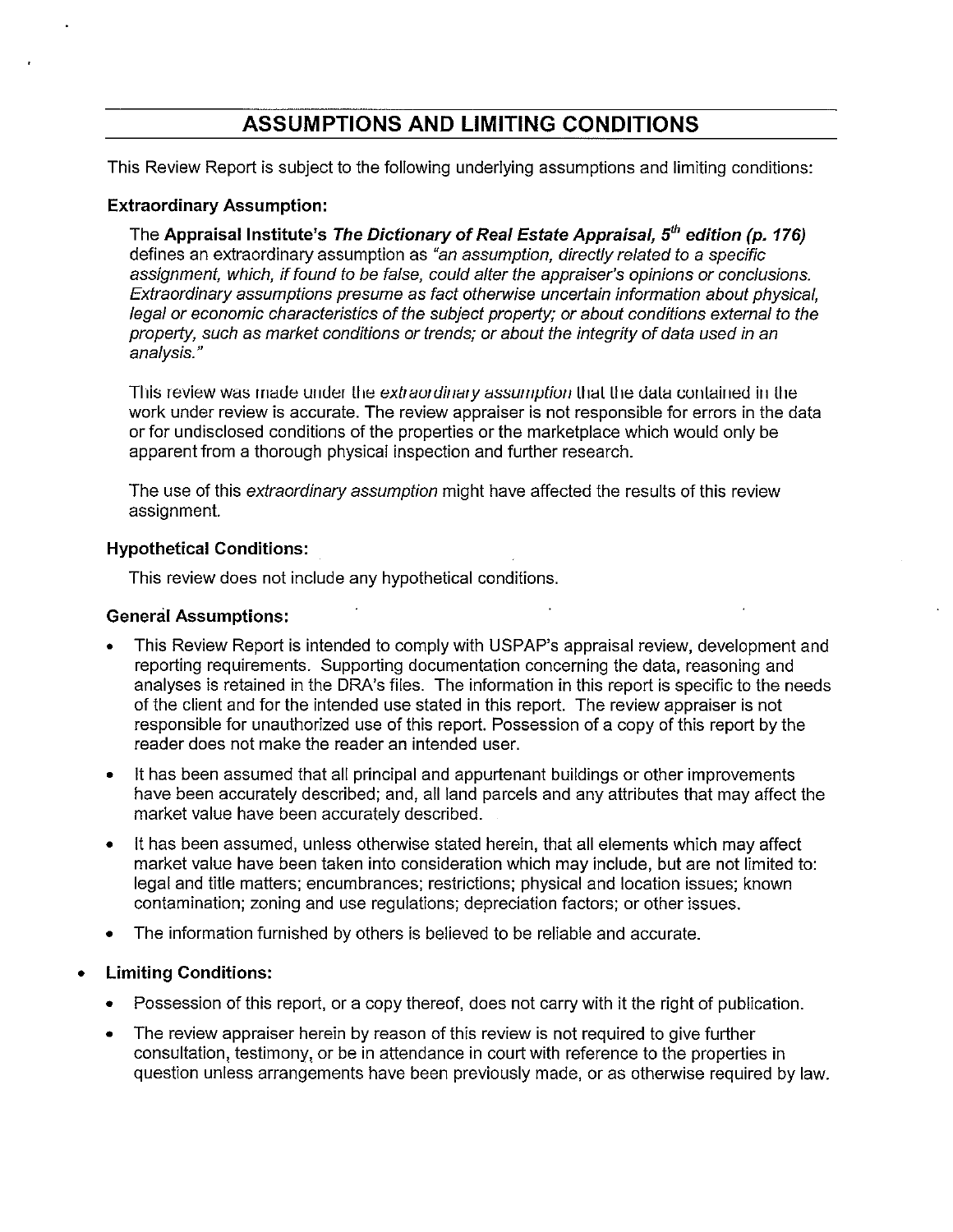## ASSUMPTIONS AND LIMITING CONDITIONS

This Review Report is subject to the following underlying assumptions and limiting conditions:

**Extraordinary Assumption:**

The **Appraisal Institute's *The Dictionary of Real Estate Appraisal, 5th edition (p. 176)*** defines an extraordinary assumption as *"an assumption, directly related to a specific assignment, which, if found to be false, could alter the appraiser's opinions or conclusions. Extraordinary assumptions presume as fact otherwise uncertain information about physical, legal or economic characteristics of the subject property; or about conditions external to the property, such as market conditions or trends; or about the integrity of data used in an analysis."*

This review was made under the *extraordinary assumption* that the data contained in the work under review is accurate. The review appraiser is not responsible for errors in the data or for undisclosed conditions of the properties or the marketplace which would only be apparent from a thorough physical inspection and further research.

The use of this *extraordinary assumption* might have affected the results of this review assignment.

**Hypothetical Conditions:**

This review does not include any hypothetical conditions.

**General Assumptions:**

- This Review Report is intended to comply with USPAP's appraisal review, development and reporting requirements. Supporting documentation concerning the data, reasoning and analyses is retained in the DRA's files. The information in this report is specific to the needs of the client and for the intended use stated in this report. The review appraiser is not responsible for unauthorized use of this report. Possession of a copy of this report by the reader does not make the reader an intended user.
- It has been assumed that all principal and appurtenant buildings or other improvements have been accurately described; and, all land parcels and any attributes that may affect the market value have been accurately described.
- It has been assumed, unless otherwise stated herein, that all elements which may affect market value have been taken into consideration which may include, but are not limited to: legal and title matters; encumbrances; restrictions; physical and location issues; known contamination; zoning and use regulations; depreciation factors; or other issues.
- The information furnished by others is believed to be reliable and accurate.

- **Limiting Conditions:**
  - Possession of this report, or a copy thereof, does not carry with it the right of publication.
  - The review appraiser herein by reason of this review is not required to give further consultation, testimony, or be in attendance in court with reference to the properties in question unless arrangements have been previously made, or as otherwise required by law.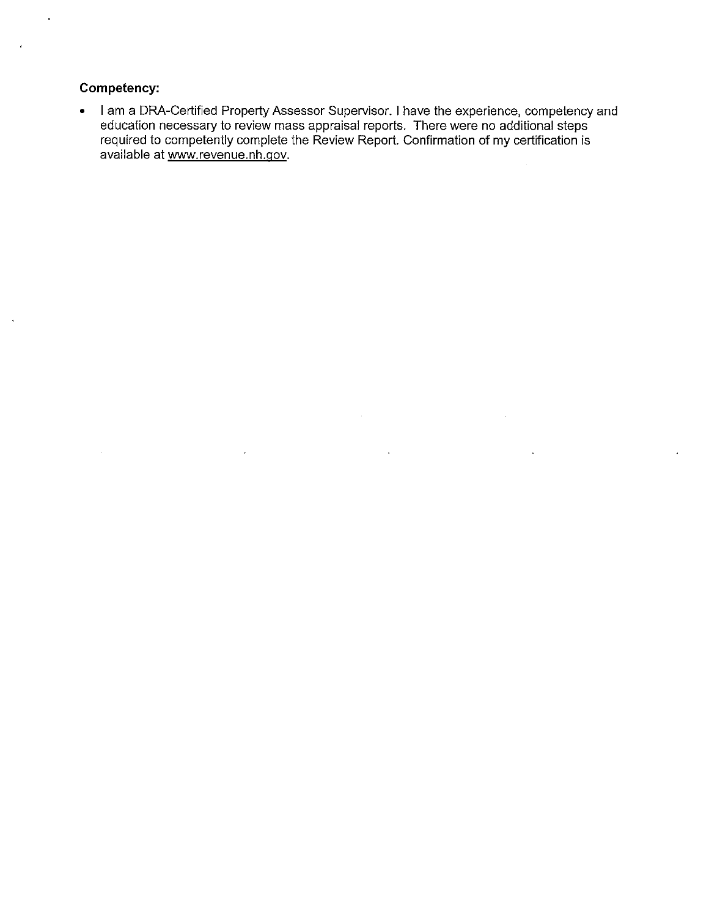**Competency:**

- I am a DRA-Certified Property Assessor Supervisor. I have the experience, competency and education necessary to review mass appraisal reports. There were no additional steps required to competently complete the Review Report. Confirmation of my certification is available at www.revenue.nh.gov.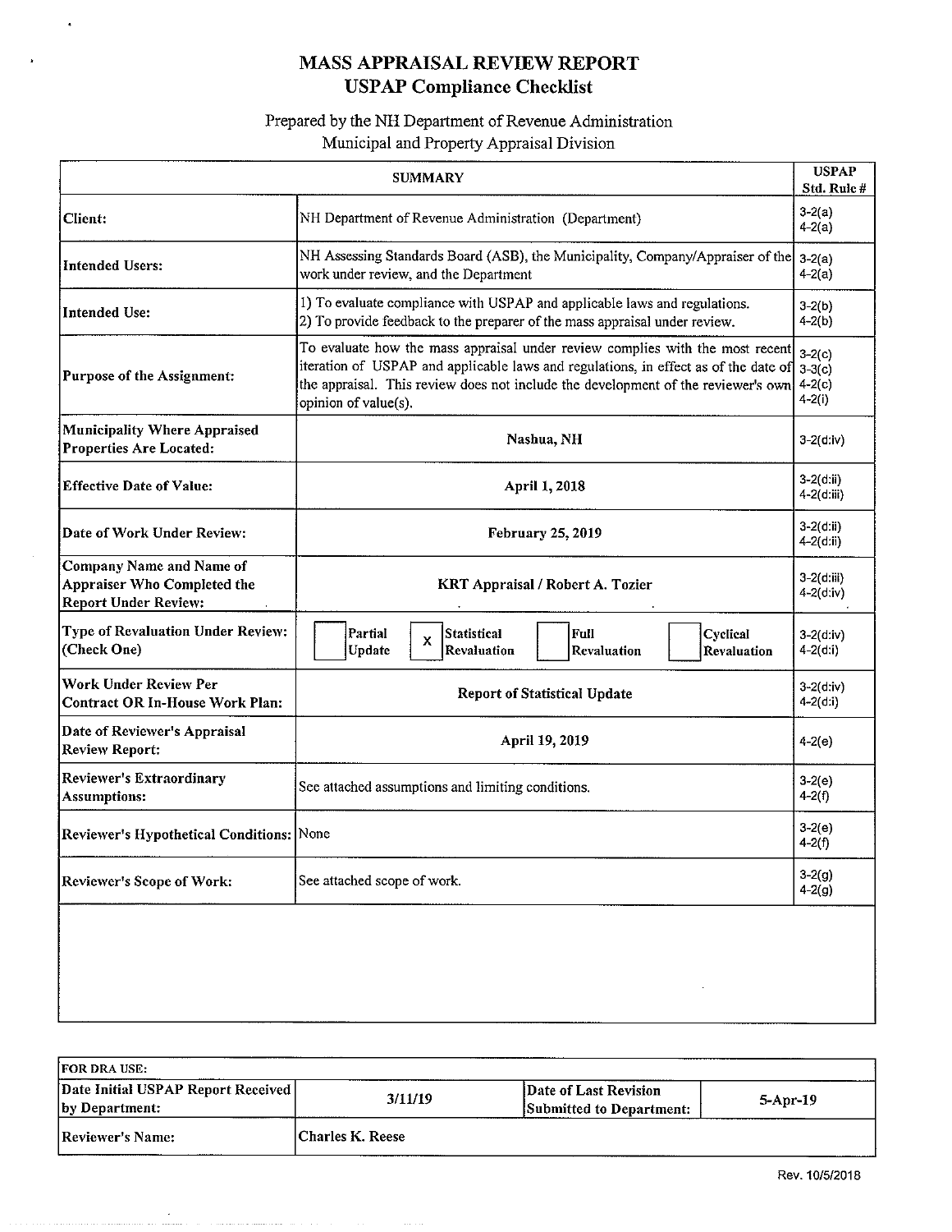# MASS APPRAISAL REVIEW REPORT
## USPAP Compliance Checklist

Prepared by the NH Department of Revenue Administration
Municipal and Property Appraisal Division

| SUMMARY | | USPAP Std. Rule # |
|---|---|---|
| **Client:** | NH Department of Revenue Administration (Department) | 3-2(a) 4-2(a) |
| **Intended Users:** | NH Assessing Standards Board (ASB), the Municipality, Company/Appraiser of the work under review, and the Department | 3-2(a) 4-2(a) |
| **Intended Use:** | 1) To evaluate compliance with USPAP and applicable laws and regulations. 2) To provide feedback to the preparer of the mass appraisal under review. | 3-2(b) 4-2(b) |
| **Purpose of the Assignment:** | To evaluate how the mass appraisal under review complies with the most recent iteration of USPAP and applicable laws and regulations, in effect as of the date of the appraisal. This review does not include the development of the reviewer's own opinion of value(s). | 3-2(c) 3-3(c) 4-2(c) 4-2(i) |
| **Municipality Where Appraised Properties Are Located:** | **Nashua, NH** | 3-2(d:iv) |
| **Effective Date of Value:** | **April 1, 2018** | 3-2(d:ii) 4-2(d:iii) |
| **Date of Work Under Review:** | **February 25, 2019** | 3-2(d:ii) 4-2(d:ii) |
| **Company Name and Name of Appraiser Who Completed the Report Under Review:** | **KRT Appraisal / Robert A. Tozier** | 3-2(d:iii) 4-2(d:iv) |
| **Type of Revaluation Under Review: (Check One)** | [ ] **Partial Update** [X] **Statistical Revaluation** [ ] **Full Revaluation** [ ] **Cyclical Revaluation** | 3-2(d:iv) 4-2(d:i) |
| **Work Under Review Per Contract OR In-House Work Plan:** | **Report of Statistical Update** | 3-2(d:iv) 4-2(d:i) |
| **Date of Reviewer's Appraisal Review Report:** | **April 19, 2019** | 4-2(e) |
| **Reviewer's Extraordinary Assumptions:** | See attached assumptions and limiting conditions. | 3-2(e) 4-2(f) |
| **Reviewer's Hypothetical Conditions:** | None | 3-2(e) 4-2(f) |
| **Reviewer's Scope of Work:** | See attached scope of work. | 3-2(g) 4-2(g) |

| FOR DRA USE: | | | |
|---|---|---|---|
| **Date Initial USPAP Report Received by Department:** | 3/11/19 | **Date of Last Revision Submitted to Department:** | 5-Apr-19 |
| **Reviewer's Name:** | Charles K. Reese | | |

Rev. 10/5/2018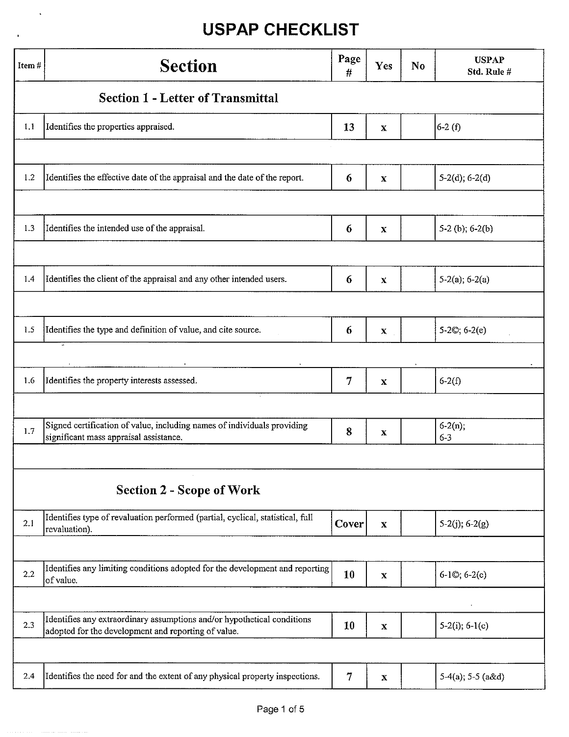# USPAP CHECKLIST

| Item # | Section | Page # | Yes | No | USPAP Std. Rule # |
|---|---|---|---|---|---|
| | **Section 1 - Letter of Transmittal** | | | | |
| 1.1 | Identifies the properties appraised. | 13 | x | | 6-2 (f) |
| | | | | | |
| 1.2 | Identifies the effective date of the appraisal and the date of the report. | 6 | x | | 5-2(d); 6-2(d) |
| | | | | | |
| 1.3 | Identifies the intended use of the appraisal. | 6 | x | | 5-2 (b); 6-2(b) |
| | | | | | |
| 1.4 | Identifies the client of the appraisal and any other intended users. | 6 | x | | 5-2(a); 6-2(a) |
| | | | | | |
| 1.5 | Identifies the type and definition of value, and cite source. | 6 | x | | 5-2©; 6-2(e) |
| | | | | | |
| 1.6 | Identifies the property interests assessed. | 7 | x | | 6-2(f) |
| | | | | | |
| 1.7 | Signed certification of value, including names of individuals providing significant mass appraisal assistance. | 8 | x | | 6-2(n); 6-3 |
| | | | | | |
| | **Section 2 - Scope of Work** | | | | |
| 2.1 | Identifies type of revaluation performed (partial, cyclical, statistical, full revaluation). | Cover | x | | 5-2(j); 6-2(g) |
| | | | | | |
| 2.2 | Identifies any limiting conditions adopted for the development and reporting of value. | 10 | x | | 6-1©; 6-2(c) |
| | | | | | |
| 2.3 | Identifies any extraordinary assumptions and/or hypothetical conditions adopted for the development and reporting of value. | 10 | x | | 5-2(i); 6-1(c) |
| | | | | | |
| 2.4 | Identifies the need for and the extent of any physical property inspections. | 7 | x | | 5-4(a); 5-5 (a&d) |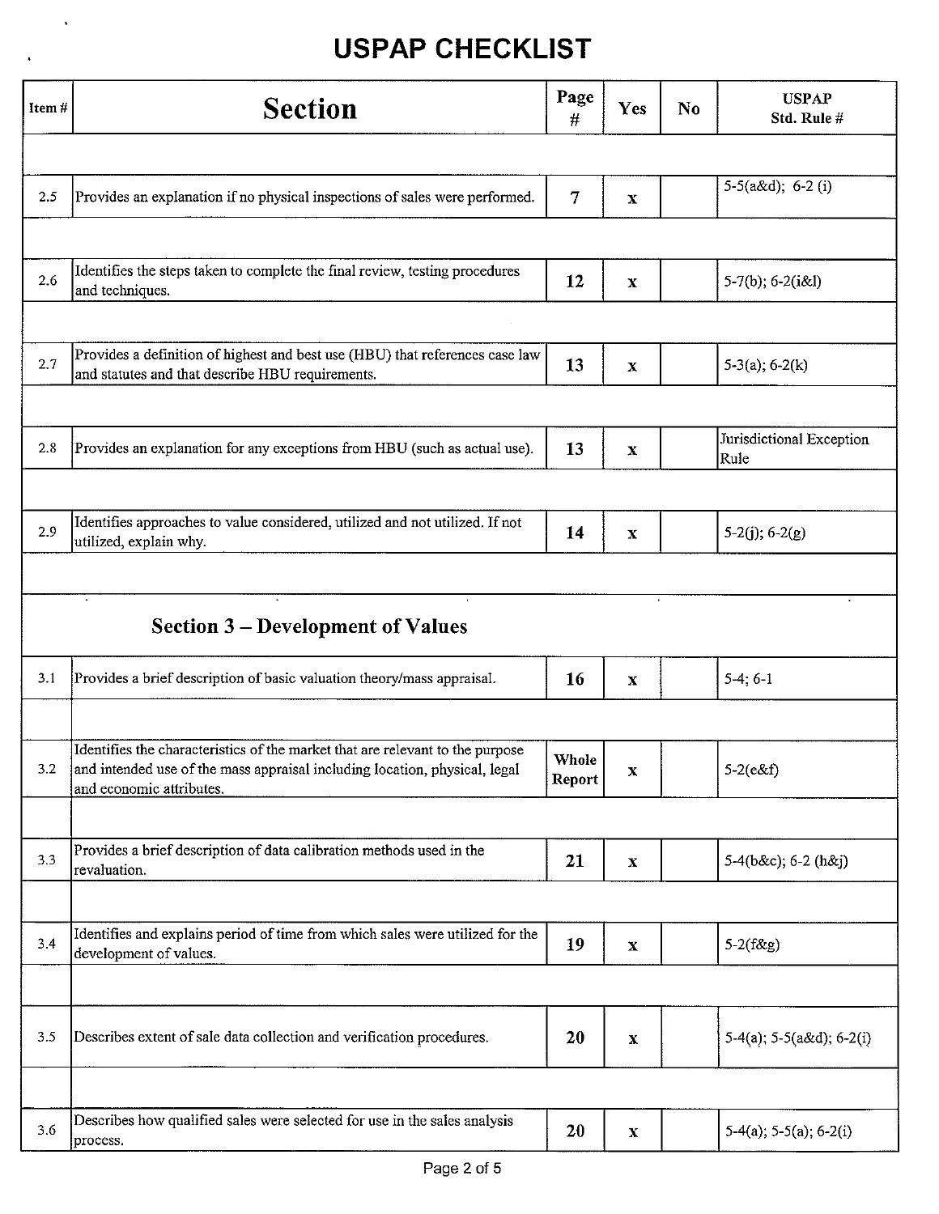# USPAP CHECKLIST

| Item # | Section | Page # | Yes | No | USPAP Std. Rule # |
|---|---|---|---|---|---|
| | | | | | |
| 2.5 | Provides an explanation if no physical inspections of sales were performed. | 7 | x | | 5-5(a&d); 6-2 (i) |
| | | | | | |
| 2.6 | Identifies the steps taken to complete the final review, testing procedures and techniques. | 12 | x | | 5-7(b); 6-2(i&l) |
| | | | | | |
| 2.7 | Provides a definition of highest and best use (HBU) that references case law and statutes and that describe HBU requirements. | 13 | x | | 5-3(a); 6-2(k) |
| | | | | | |
| 2.8 | Provides an explanation for any exceptions from HBU (such as actual use). | 13 | x | | Jurisdictional Exception Rule |
| | | | | | |
| 2.9 | Identifies approaches to value considered, utilized and not utilized. If not utilized, explain why. | 14 | x | | 5-2(j); 6-2(g) |
| | | | | | |
| | **Section 3 – Development of Values** | | | | |
| 3.1 | Provides a brief description of basic valuation theory/mass appraisal. | 16 | x | | 5-4; 6-1 |
| | | | | | |
| 3.2 | Identifies the characteristics of the market that are relevant to the purpose and intended use of the mass appraisal including location, physical, legal and economic attributes. | Whole Report | x | | 5-2(e&f) |
| | | | | | |
| 3.3 | Provides a brief description of data calibration methods used in the revaluation. | 21 | x | | 5-4(b&c); 6-2 (h&j) |
| | | | | | |
| 3.4 | Identifies and explains period of time from which sales were utilized for the development of values. | 19 | x | | 5-2(f&g) |
| | | | | | |
| 3.5 | Describes extent of sale data collection and verification procedures. | 20 | x | | 5-4(a); 5-5(a&d); 6-2(i) |
| | | | | | |
| 3.6 | Describes how qualified sales were selected for use in the sales analysis process. | 20 | x | | 5-4(a); 5-5(a); 6-2(i) |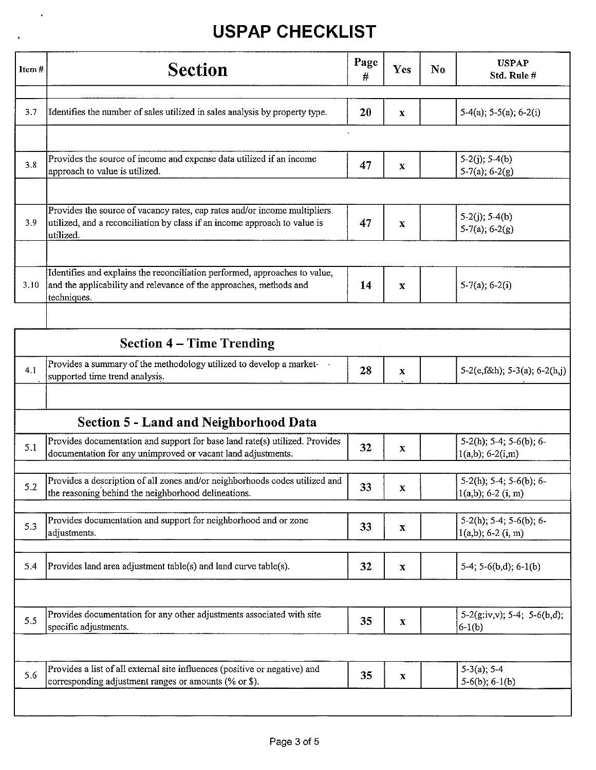# USPAP CHECKLIST

| Item # | Section | Page # | Yes | No | USPAP Std. Rule # |
|---|---|---|---|---|---|
| 3.7 | Identifies the number of sales utilized in sales analysis by property type. | 20 | x | | 5-4(a); 5-5(a); 6-2(i) |
| 3.8 | Provides the source of income and expense data utilized if an income approach to value is utilized. | 47 | x | | 5-2(j); 5-4(b) 5-7(a); 6-2(g) |
| 3.9 | Provides the source of vacancy rates, cap rates and/or income multipliers utilized, and a reconciliation by class if an income approach to value is utilized. | 47 | x | | 5-2(j); 5-4(b) 5-7(a); 6-2(g) |
| 3.10 | Identifies and explains the reconciliation performed, approaches to value, and the applicability and relevance of the approaches, methods and techniques. | 14 | x | | 5-7(a); 6-2(i) |
| | **Section 4 – Time Trending** | | | | |
| 4.1 | Provides a summary of the methodology utilized to develop a market-supported time trend analysis. | 28 | x | | 5-2(e,f&h); 5-3(a); 6-2(h,j) |
| | **Section 5 - Land and Neighborhood Data** | | | | |
| 5.1 | Provides documentation and support for base land rate(s) utilized. Provides documentation for any unimproved or vacant land adjustments. | 32 | x | | 5-2(h); 5-4; 5-6(b); 6-1(a,b); 6-2(i,m) |
| 5.2 | Provides a description of all zones and/or neighborhoods codes utilized and the reasoning behind the neighborhood delineations. | 33 | x | | 5-2(h); 5-4; 5-6(b); 6-1(a,b); 6-2 (i, m) |
| 5.3 | Provides documentation and support for neighborhood and or zone adjustments. | 33 | x | | 5-2(h); 5-4; 5-6(b); 6-1(a,b); 6-2 (i, m) |
| 5.4 | Provides land area adjustment table(s) and land curve table(s). | 32 | x | | 5-4; 5-6(b,d); 6-1(b) |
| 5.5 | Provides documentation for any other adjustments associated with site specific adjustments. | 35 | x | | 5-2(g:iv,v); 5-4; 5-6(b,d); 6-1(b) |
| 5.6 | Provides a list of all external site influences (positive or negative) and corresponding adjustment ranges or amounts (% or $). | 35 | x | | 5-3(a); 5-4 5-6(b); 6-1(b) |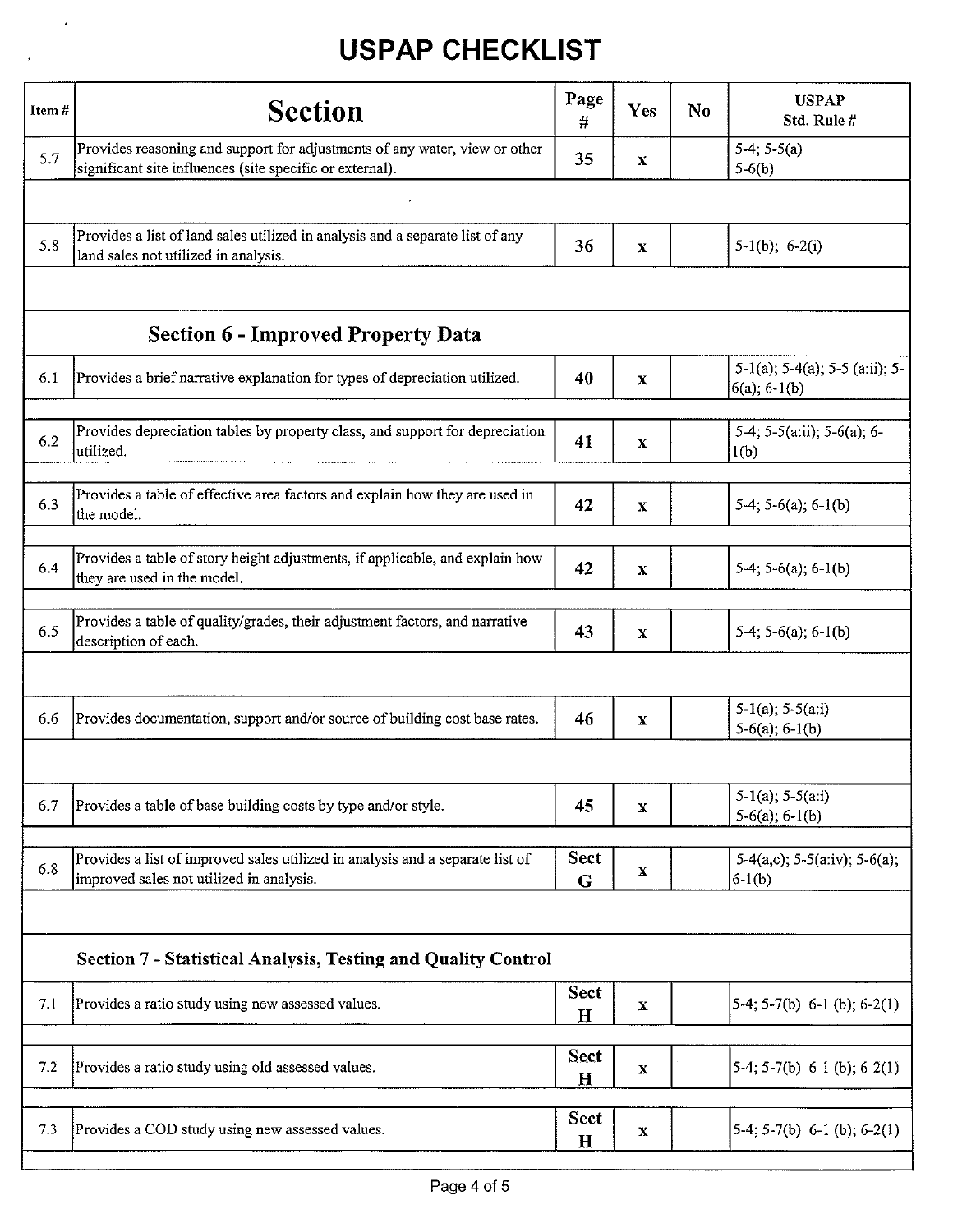# USPAP CHECKLIST

| Item # | Section | Page # | Yes | No | USPAP Std. Rule # |
|---|---|---|---|---|---|
| 5.7 | Provides reasoning and support for adjustments of any water, view or other significant site influences (site specific or external). | 35 | x | | 5-4; 5-5(a) 5-6(b) |
| 5.8 | Provides a list of land sales utilized in analysis and a separate list of any land sales not utilized in analysis. | 36 | x | | 5-1(b); 6-2(i) |
| | **Section 6 - Improved Property Data** | | | | |
| 6.1 | Provides a brief narrative explanation for types of depreciation utilized. | 40 | x | | 5-1(a); 5-4(a); 5-5 (a:ii); 5-6(a); 6-1(b) |
| 6.2 | Provides depreciation tables by property class, and support for depreciation utilized. | 41 | x | | 5-4; 5-5(a:ii); 5-6(a); 6-1(b) |
| 6.3 | Provides a table of effective area factors and explain how they are used in the model. | 42 | x | | 5-4; 5-6(a); 6-1(b) |
| 6.4 | Provides a table of story height adjustments, if applicable, and explain how they are used in the model. | 42 | x | | 5-4; 5-6(a); 6-1(b) |
| 6.5 | Provides a table of quality/grades, their adjustment factors, and narrative description of each. | 43 | x | | 5-4; 5-6(a); 6-1(b) |
| 6.6 | Provides documentation, support and/or source of building cost base rates. | 46 | x | | 5-1(a); 5-5(a:i) 5-6(a); 6-1(b) |
| 6.7 | Provides a table of base building costs by type and/or style. | 45 | x | | 5-1(a); 5-5(a:i) 5-6(a); 6-1(b) |
| 6.8 | Provides a list of improved sales utilized in analysis and a separate list of improved sales not utilized in analysis. | Sect G | x | | 5-4(a,c); 5-5(a:iv); 5-6(a); 6-1(b) |
| | **Section 7 - Statistical Analysis, Testing and Quality Control** | | | | |
| 7.1 | Provides a ratio study using new assessed values. | Sect H | x | | 5-4; 5-7(b) 6-1 (b); 6-2(1) |
| 7.2 | Provides a ratio study using old assessed values. | Sect H | x | | 5-4; 5-7(b) 6-1 (b); 6-2(1) |
| 7.3 | Provides a COD study using new assessed values. | Sect H | x | | 5-4; 5-7(b) 6-1 (b); 6-2(1) |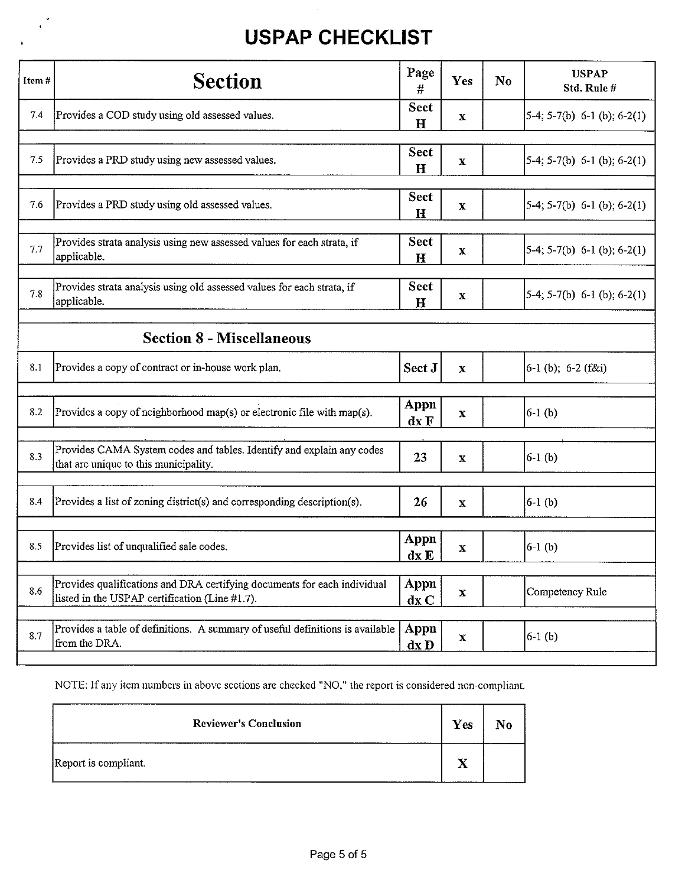# USPAP CHECKLIST

| Item # | Section | Page # | Yes | No | USPAP Std. Rule # |
|---|---|---|---|---|---|
| 7.4 | Provides a COD study using old assessed values. | Sect H | x | | 5-4; 5-7(b) 6-1 (b); 6-2(1) |
| 7.5 | Provides a PRD study using new assessed values. | Sect H | x | | 5-4; 5-7(b) 6-1 (b); 6-2(1) |
| 7.6 | Provides a PRD study using old assessed values. | Sect H | x | | 5-4; 5-7(b) 6-1 (b); 6-2(1) |
| 7.7 | Provides strata analysis using new assessed values for each strata, if applicable. | Sect H | x | | 5-4; 5-7(b) 6-1 (b); 6-2(1) |
| 7.8 | Provides strata analysis using old assessed values for each strata, if applicable. | Sect H | x | | 5-4; 5-7(b) 6-1 (b); 6-2(1) |
| | **Section 8 - Miscellaneous** | | | | |
| 8.1 | Provides a copy of contract or in-house work plan. | Sect J | x | | 6-1 (b); 6-2 (f&i) |
| 8.2 | Provides a copy of neighborhood map(s) or electronic file with map(s). | Appndx F | x | | 6-1 (b) |
| 8.3 | Provides CAMA System codes and tables. Identify and explain any codes that are unique to this municipality. | 23 | x | | 6-1 (b) |
| 8.4 | Provides a list of zoning district(s) and corresponding description(s). | 26 | x | | 6-1 (b) |
| 8.5 | Provides list of unqualified sale codes. | Appndx E | x | | 6-1 (b) |
| 8.6 | Provides qualifications and DRA certifying documents for each individual listed in the USPAP certification (Line #1.7). | Appndx C | x | | Competency Rule |
| 8.7 | Provides a table of definitions. A summary of useful definitions is available from the DRA. | Appndx D | x | | 6-1 (b) |

NOTE: If any item numbers in above sections are checked "NO," the report is considered non-compliant.

| Reviewer's Conclusion | Yes | No |
|---|---|---|
| Report is compliant. | X | |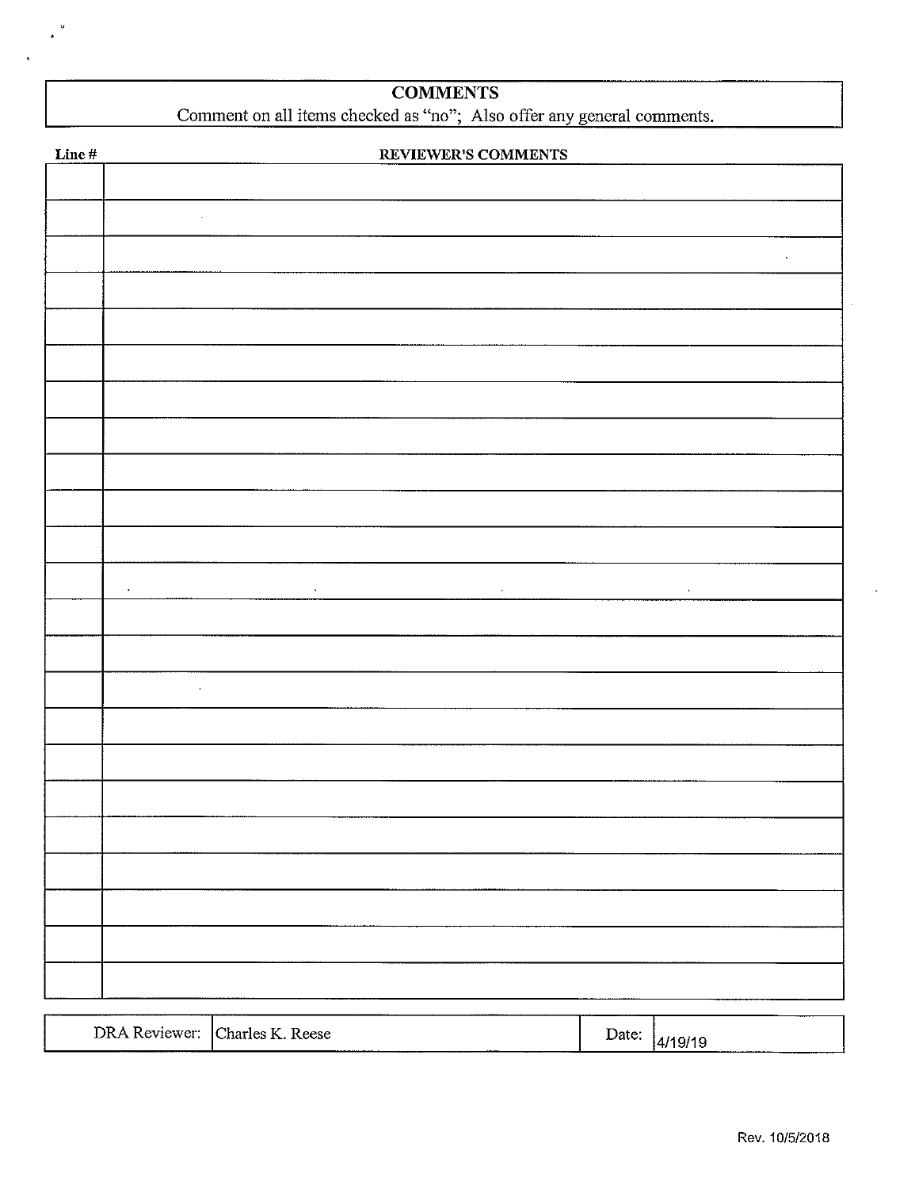## COMMENTS

Comment on all items checked as "no"; Also offer any general comments.

| Line # | REVIEWER'S COMMENTS |
|---|---|
| | |
| | |
| | |
| | |
| | |
| | |
| | |
| | |
| | |
| | |
| | |
| | |
| | |
| | |
| | |
| | |
| | |
| | |
| | |
| | |
| | |
| | |
| | |

| | | | |
|---|---|---|---|
| DRA Reviewer: | Charles K. Reese | Date: | 4/19/19 |

Rev. 10/5/2018